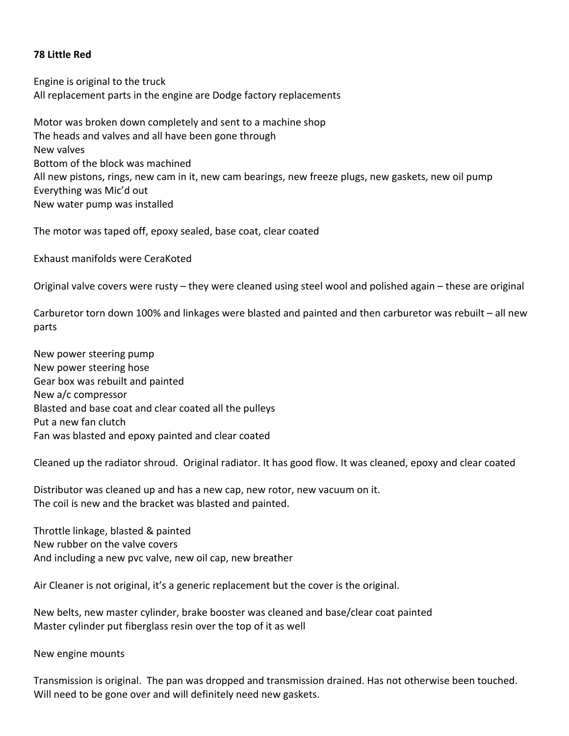**78 Little Red**

Engine is original to the truck
All replacement parts in the engine are Dodge factory replacements

Motor was broken down completely and sent to a machine shop
The heads and valves and all have been gone through
New valves
Bottom of the block was machined
All new pistons, rings, new cam in it, new cam bearings, new freeze plugs, new gaskets, new oil pump
Everything was Mic'd out
New water pump was installed

The motor was taped off, epoxy sealed, base coat, clear coated

Exhaust manifolds were CeraKoted

Original valve covers were rusty – they were cleaned using steel wool and polished again – these are original

Carburetor torn down 100% and linkages were blasted and painted and then carburetor was rebuilt – all new parts

New power steering pump
New power steering hose
Gear box was rebuilt and painted
New a/c compressor
Blasted and base coat and clear coated all the pulleys
Put a new fan clutch
Fan was blasted and epoxy painted and clear coated

Cleaned up the radiator shroud. Original radiator. It has good flow. It was cleaned, epoxy and clear coated

Distributor was cleaned up and has a new cap, new rotor, new vacuum on it.
The coil is new and the bracket was blasted and painted.

Throttle linkage, blasted & painted
New rubber on the valve covers
And including a new pvc valve, new oil cap, new breather

Air Cleaner is not original, it's a generic replacement but the cover is the original.

New belts, new master cylinder, brake booster was cleaned and base/clear coat painted
Master cylinder put fiberglass resin over the top of it as well

New engine mounts

Transmission is original. The pan was dropped and transmission drained. Has not otherwise been touched.
Will need to be gone over and will definitely need new gaskets.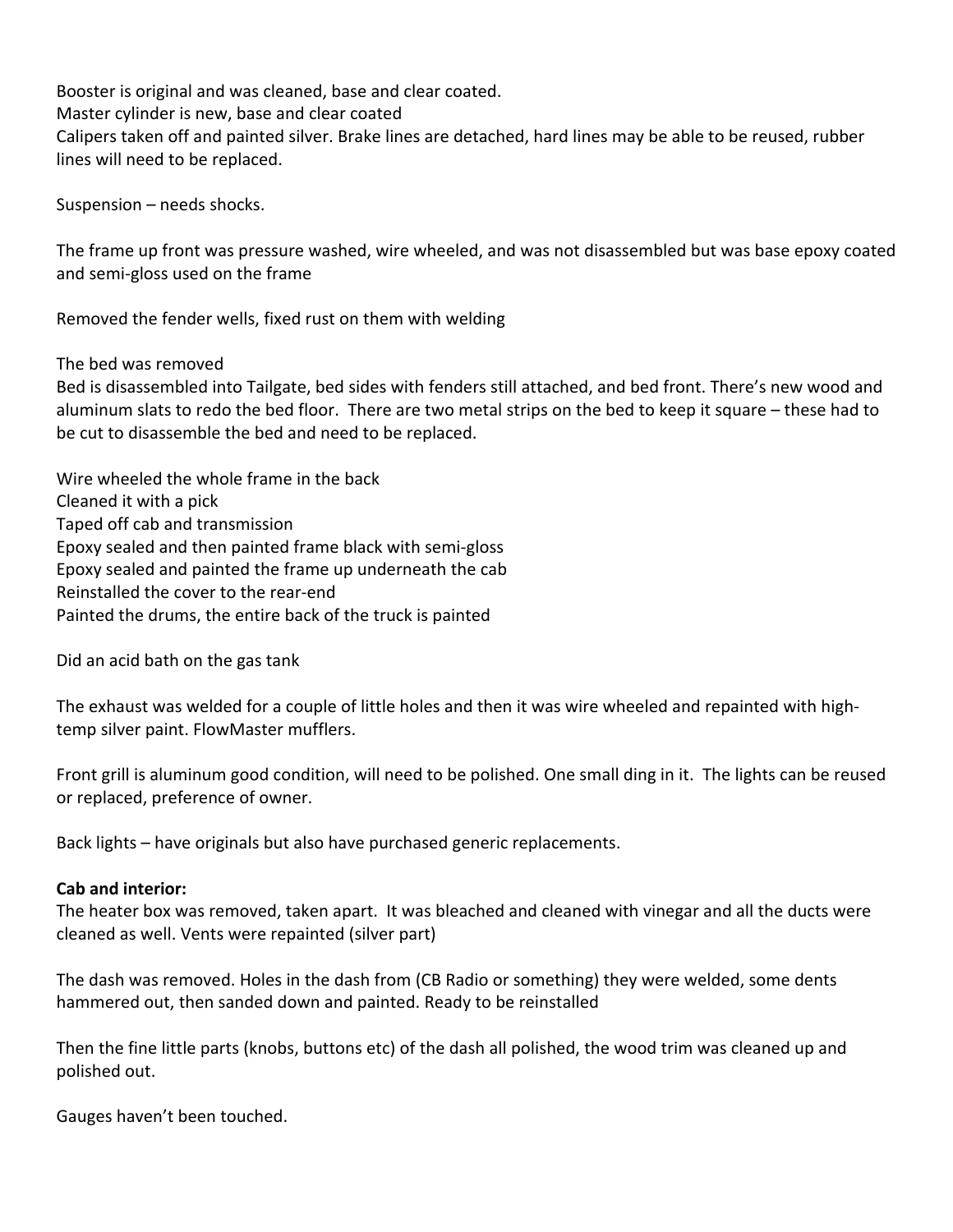Booster is original and was cleaned, base and clear coated.
Master cylinder is new, base and clear coated
Calipers taken off and painted silver. Brake lines are detached, hard lines may be able to be reused, rubber lines will need to be replaced.

Suspension – needs shocks.

The frame up front was pressure washed, wire wheeled, and was not disassembled but was base epoxy coated and semi-gloss used on the frame

Removed the fender wells, fixed rust on them with welding

The bed was removed
Bed is disassembled into Tailgate, bed sides with fenders still attached, and bed front. There's new wood and aluminum slats to redo the bed floor. There are two metal strips on the bed to keep it square – these had to be cut to disassemble the bed and need to be replaced.

Wire wheeled the whole frame in the back
Cleaned it with a pick
Taped off cab and transmission
Epoxy sealed and then painted frame black with semi-gloss
Epoxy sealed and painted the frame up underneath the cab
Reinstalled the cover to the rear-end
Painted the drums, the entire back of the truck is painted

Did an acid bath on the gas tank

The exhaust was welded for a couple of little holes and then it was wire wheeled and repainted with high-temp silver paint. FlowMaster mufflers.

Front grill is aluminum good condition, will need to be polished. One small ding in it. The lights can be reused or replaced, preference of owner.

Back lights – have originals but also have purchased generic replacements.

**Cab and interior:**
The heater box was removed, taken apart. It was bleached and cleaned with vinegar and all the ducts were cleaned as well. Vents were repainted (silver part)

The dash was removed. Holes in the dash from (CB Radio or something) they were welded, some dents hammered out, then sanded down and painted. Ready to be reinstalled

Then the fine little parts (knobs, buttons etc) of the dash all polished, the wood trim was cleaned up and polished out.

Gauges haven't been touched.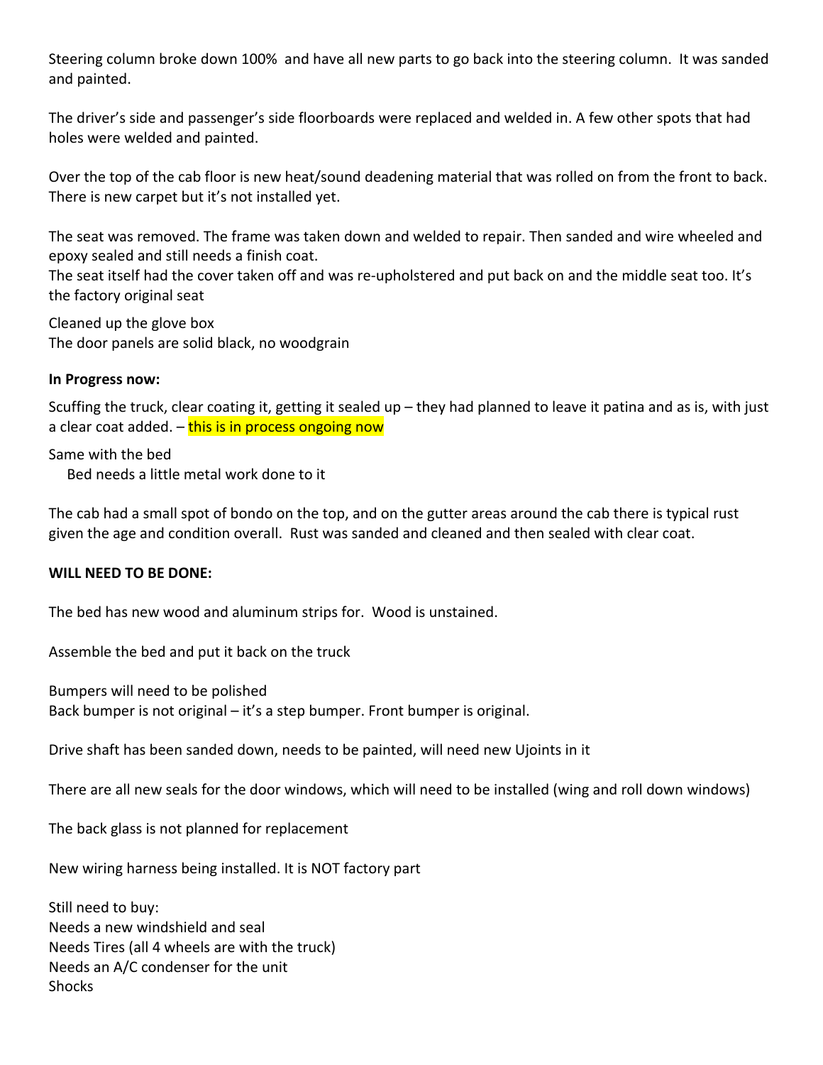Steering column broke down 100%  and have all new parts to go back into the steering column.  It was sanded and painted.

The driver's side and passenger's side floorboards were replaced and welded in. A few other spots that had holes were welded and painted.

Over the top of the cab floor is new heat/sound deadening material that was rolled on from the front to back. There is new carpet but it's not installed yet.

The seat was removed. The frame was taken down and welded to repair. Then sanded and wire wheeled and epoxy sealed and still needs a finish coat.
The seat itself had the cover taken off and was re-upholstered and put back on and the middle seat too. It's the factory original seat

Cleaned up the glove box
The door panels are solid black, no woodgrain

**In Progress now:**

Scuffing the truck, clear coating it, getting it sealed up – they had planned to leave it patina and as is, with just a clear coat added. – this is in process ongoing now

Same with the bed
   Bed needs a little metal work done to it

The cab had a small spot of bondo on the top, and on the gutter areas around the cab there is typical rust given the age and condition overall.  Rust was sanded and cleaned and then sealed with clear coat.

**WILL NEED TO BE DONE:**

The bed has new wood and aluminum strips for.  Wood is unstained.

Assemble the bed and put it back on the truck

Bumpers will need to be polished
Back bumper is not original – it's a step bumper. Front bumper is original.

Drive shaft has been sanded down, needs to be painted, will need new Ujoints in it

There are all new seals for the door windows, which will need to be installed (wing and roll down windows)

The back glass is not planned for replacement

New wiring harness being installed. It is NOT factory part

Still need to buy:
Needs a new windshield and seal
Needs Tires (all 4 wheels are with the truck)
Needs an A/C condenser for the unit
Shocks